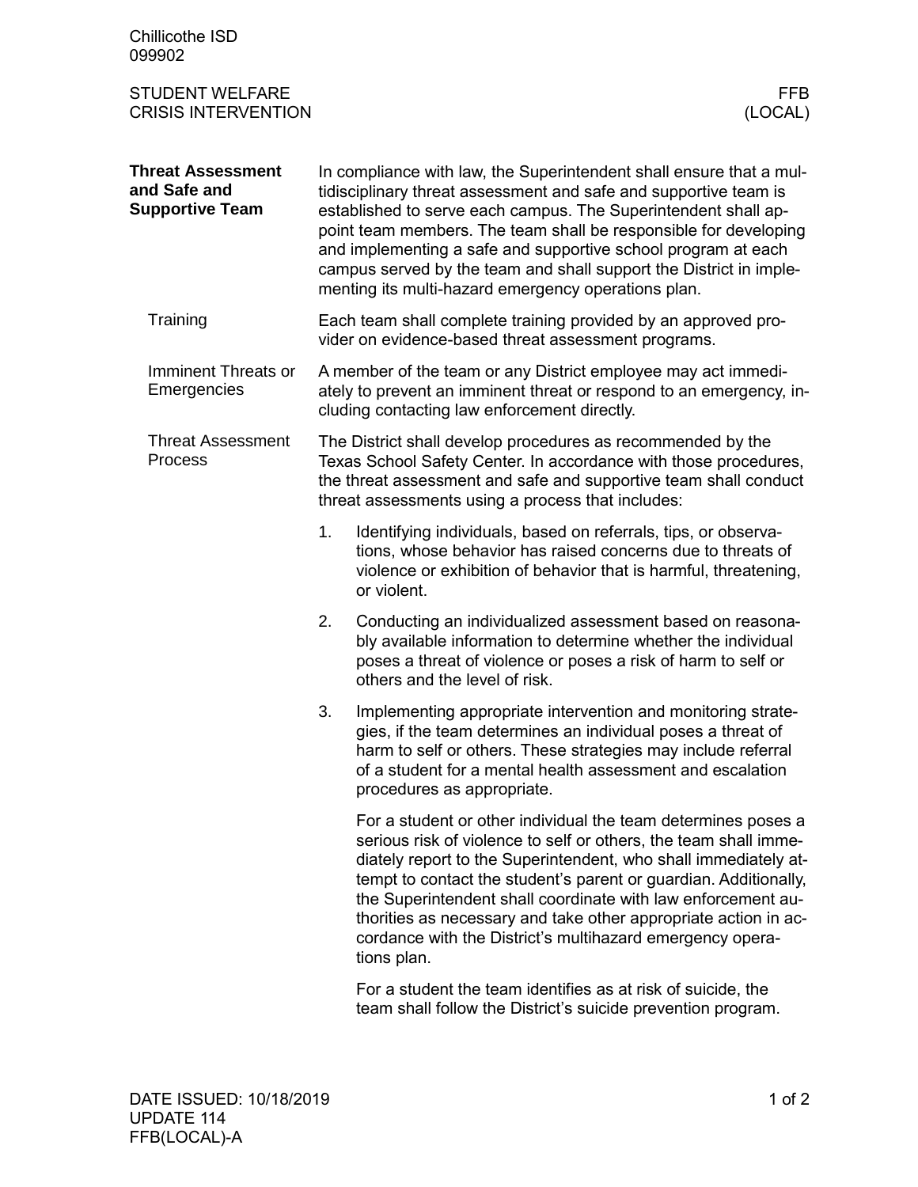Chillicothe ISD
099902

STUDENT WELFARE
CRISIS INTERVENTION

FFB
(LOCAL)

## Threat Assessment and Safe and Supportive Team

In compliance with law, the Superintendent shall ensure that a multidisciplinary threat assessment and safe and supportive team is established to serve each campus. The Superintendent shall appoint team members. The team shall be responsible for developing and implementing a safe and supportive school program at each campus served by the team and shall support the District in implementing its multi-hazard emergency operations plan.

### Training

Each team shall complete training provided by an approved provider on evidence-based threat assessment programs.

### Imminent Threats or Emergencies

A member of the team or any District employee may act immediately to prevent an imminent threat or respond to an emergency, including contacting law enforcement directly.

### Threat Assessment Process

The District shall develop procedures as recommended by the Texas School Safety Center. In accordance with those procedures, the threat assessment and safe and supportive team shall conduct threat assessments using a process that includes:

1. Identifying individuals, based on referrals, tips, or observations, whose behavior has raised concerns due to threats of violence or exhibition of behavior that is harmful, threatening, or violent.
2. Conducting an individualized assessment based on reasonably available information to determine whether the individual poses a threat of violence or poses a risk of harm to self or others and the level of risk.
3. Implementing appropriate intervention and monitoring strategies, if the team determines an individual poses a threat of harm to self or others. These strategies may include referral of a student for a mental health assessment and escalation procedures as appropriate.

   For a student or other individual the team determines poses a serious risk of violence to self or others, the team shall immediately report to the Superintendent, who shall immediately attempt to contact the student's parent or guardian. Additionally, the Superintendent shall coordinate with law enforcement authorities as necessary and take other appropriate action in accordance with the District's multihazard emergency operations plan.

   For a student the team identifies as at risk of suicide, the team shall follow the District's suicide prevention program.

DATE ISSUED: 10/18/2019
UPDATE 114
FFB(LOCAL)-A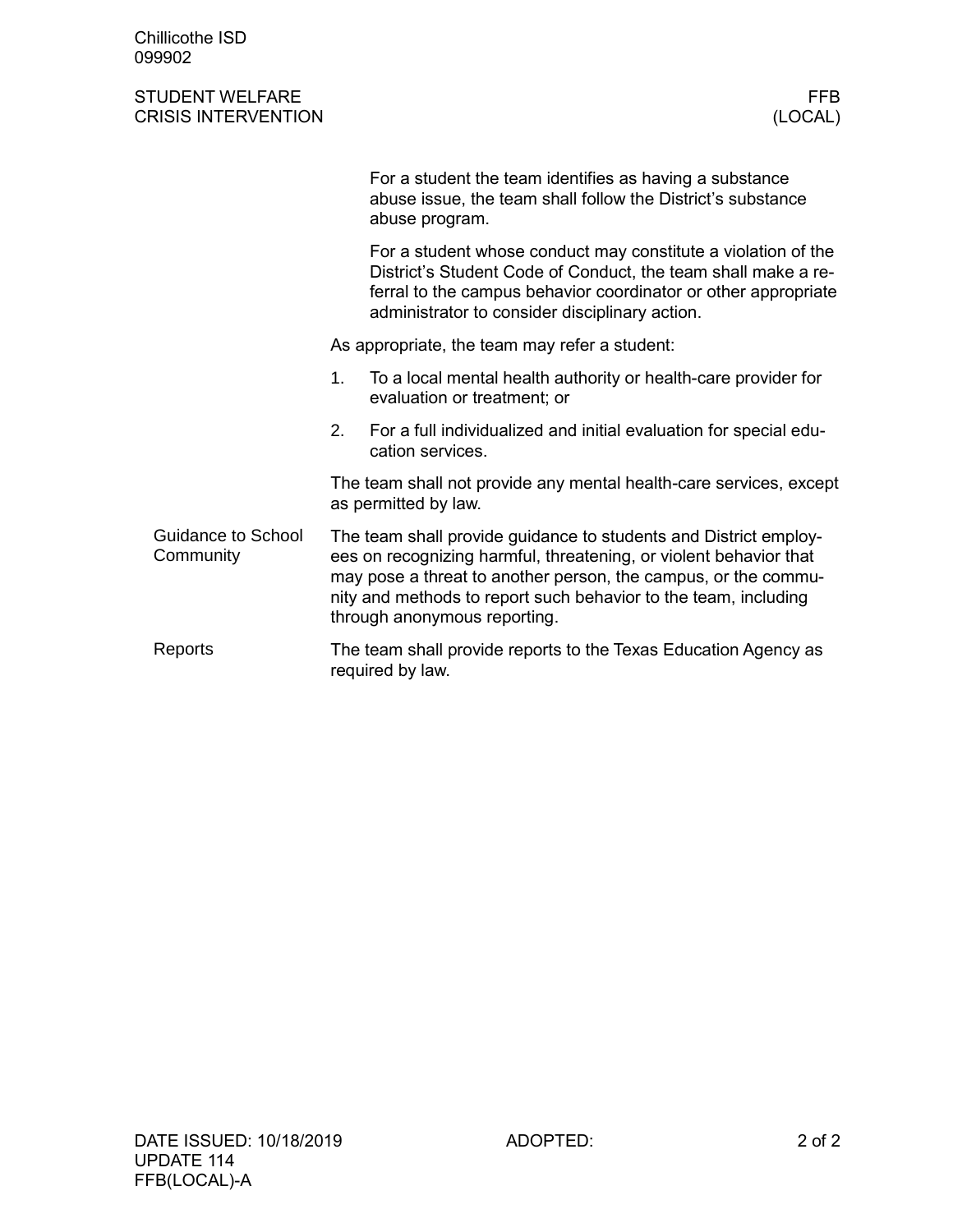For a student the team identifies as having a substance abuse issue, the team shall follow the District's substance abuse program.

For a student whose conduct may constitute a violation of the District's Student Code of Conduct, the team shall make a referral to the campus behavior coordinator or other appropriate administrator to consider disciplinary action.

As appropriate, the team may refer a student:

1. To a local mental health authority or health-care provider for evaluation or treatment; or
2. For a full individualized and initial evaluation for special education services.

The team shall not provide any mental health-care services, except as permitted by law.

## Guidance to School Community

The team shall provide guidance to students and District employees on recognizing harmful, threatening, or violent behavior that may pose a threat to another person, the campus, or the community and methods to report such behavior to the team, including through anonymous reporting.

## Reports

The team shall provide reports to the Texas Education Agency as required by law.